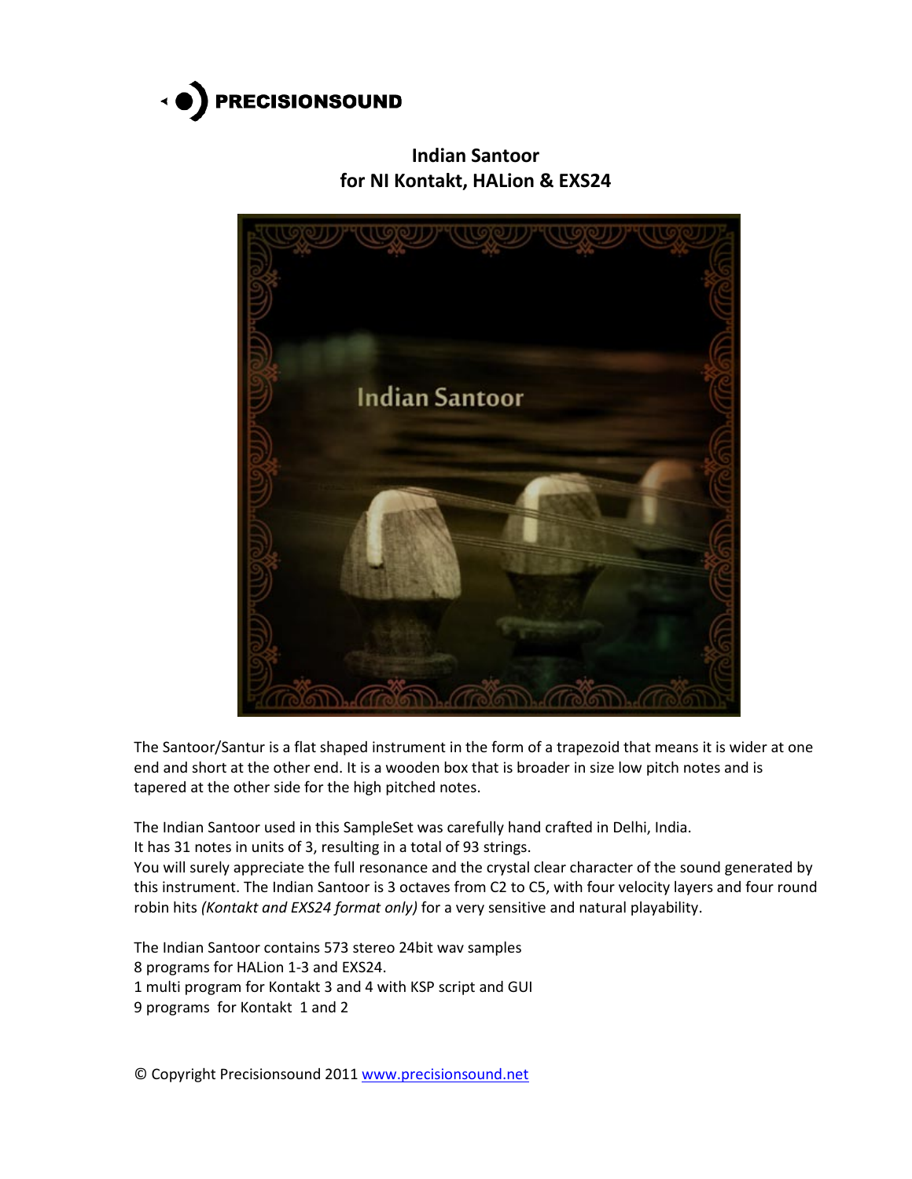PRECISIONSOUND

# Indian Santoor
## for NI Kontakt, HALion & EXS24

The Santoor/Santur is a flat shaped instrument in the form of a trapezoid that means it is wider at one end and short at the other end. It is a wooden box that is broader in size low pitch notes and is tapered at the other side for the high pitched notes.

The Indian Santoor used in this SampleSet was carefully hand crafted in Delhi, India.
It has 31 notes in units of 3, resulting in a total of 93 strings.
You will surely appreciate the full resonance and the crystal clear character of the sound generated by this instrument. The Indian Santoor is 3 octaves from C2 to C5, with four velocity layers and four round robin hits *(Kontakt and EXS24 format only)* for a very sensitive and natural playability.

The Indian Santoor contains 573 stereo 24bit wav samples
8 programs for HALion 1-3 and EXS24.
1 multi program for Kontakt 3 and 4 with KSP script and GUI
9 programs for Kontakt 1 and 2

© Copyright Precisionsound 2011 www.precisionsound.net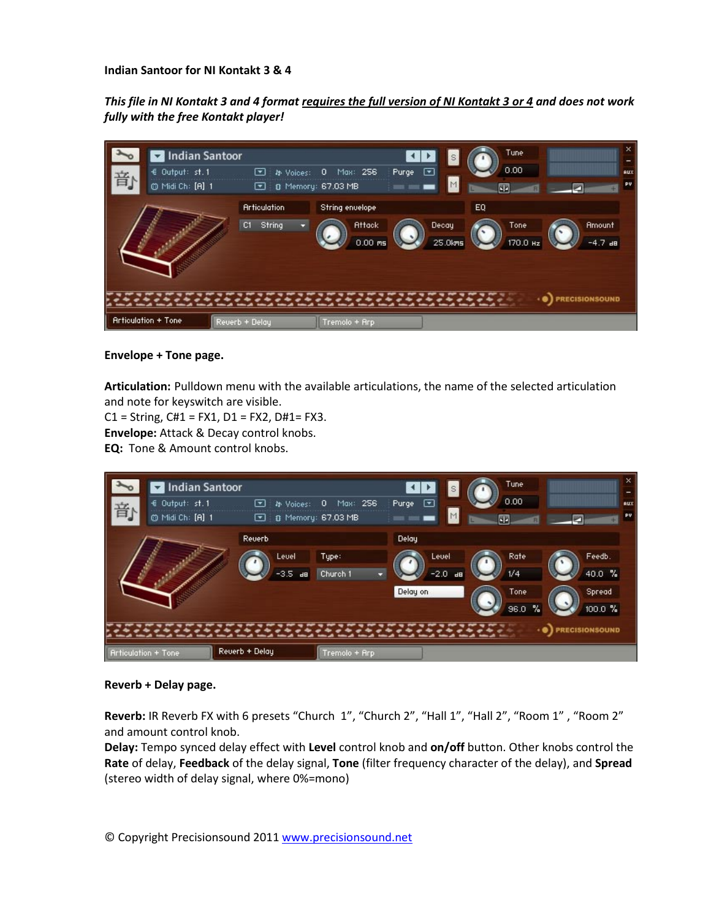**Indian Santoor for NI Kontakt 3 & 4**

***This file in NI Kontakt 3 and 4 format requires the full version of NI Kontakt 3 or 4 and does not work fully with the free Kontakt player!***

**Envelope + Tone page.**

**Articulation:** Pulldown menu with the available articulations, the name of the selected articulation and note for keyswitch are visible.
C1 = String, C#1 = FX1, D1 = FX2, D#1= FX3.
**Envelope:** Attack & Decay control knobs.
**EQ:** Tone & Amount control knobs.

**Reverb + Delay page.**

**Reverb:** IR Reverb FX with 6 presets “Church 1”, “Church 2”, “Hall 1”, “Hall 2”, “Room 1” , “Room 2” and amount control knob.
**Delay:** Tempo synced delay effect with **Level** control knob and **on/off** button. Other knobs control the **Rate** of delay, **Feedback** of the delay signal, **Tone** (filter frequency character of the delay), and **Spread** (stereo width of delay signal, where 0%=mono)

© Copyright Precisionsound 2011 www.precisionsound.net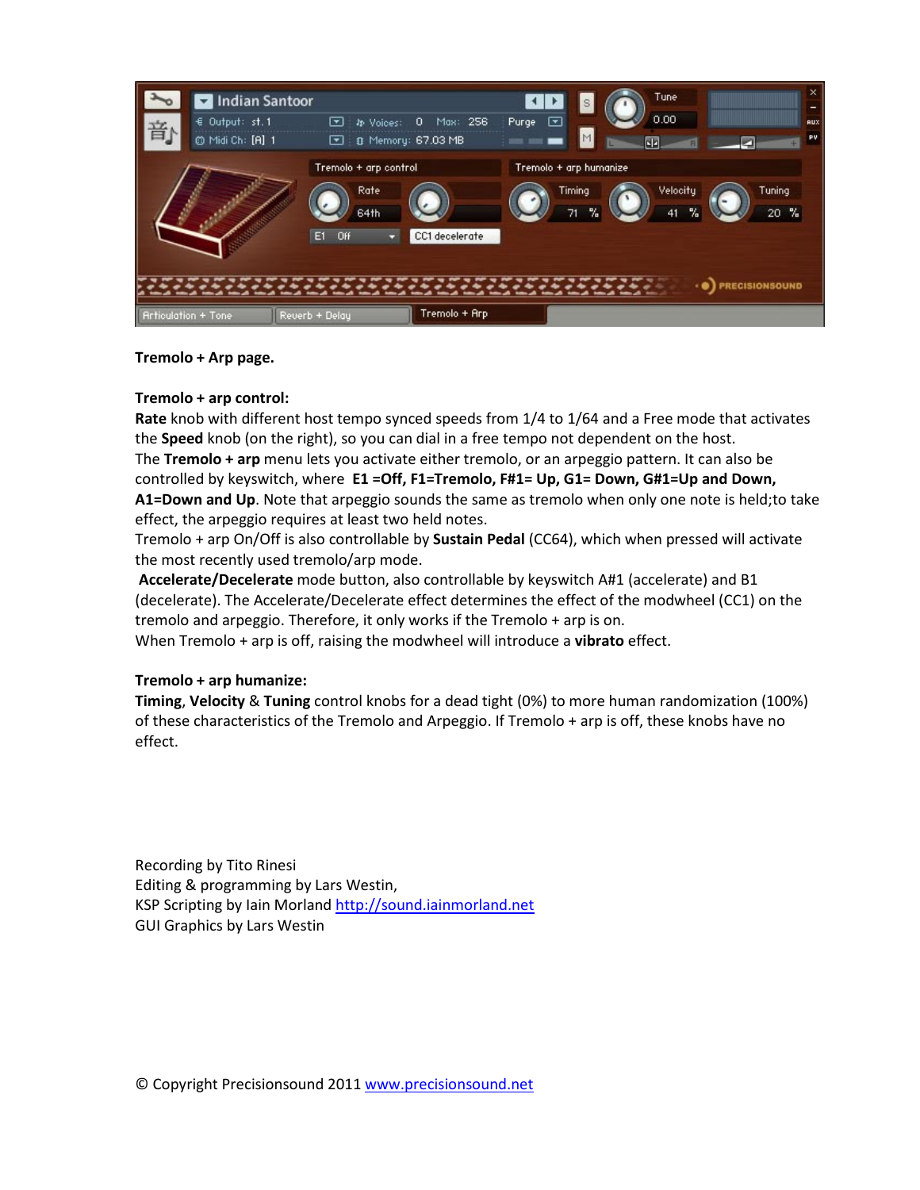**Tremolo + Arp page.**

**Tremolo + arp control:**
**Rate** knob with different host tempo synced speeds from 1/4 to 1/64 and a Free mode that activates the **Speed** knob (on the right), so you can dial in a free tempo not dependent on the host.
The **Tremolo + arp** menu lets you activate either tremolo, or an arpeggio pattern. It can also be controlled by keyswitch, where **E1 =Off, F1=Tremolo, F#1= Up, G1= Down, G#1=Up and Down, A1=Down and Up**. Note that arpeggio sounds the same as tremolo when only one note is held;to take effect, the arpeggio requires at least two held notes.
Tremolo + arp On/Off is also controllable by **Sustain Pedal** (CC64), which when pressed will activate the most recently used tremolo/arp mode.
**Accelerate/Decelerate** mode button, also controllable by keyswitch A#1 (accelerate) and B1 (decelerate). The Accelerate/Decelerate effect determines the effect of the modwheel (CC1) on the tremolo and arpeggio. Therefore, it only works if the Tremolo + arp is on.
When Tremolo + arp is off, raising the modwheel will introduce a **vibrato** effect.

**Tremolo + arp humanize:**
**Timing**, **Velocity** & **Tuning** control knobs for a dead tight (0%) to more human randomization (100%) of these characteristics of the Tremolo and Arpeggio. If Tremolo + arp is off, these knobs have no effect.

Recording by Tito Rinesi
Editing & programming by Lars Westin,
KSP Scripting by Iain Morland http://sound.iainmorland.net
GUI Graphics by Lars Westin

© Copyright Precisionsound 2011 www.precisionsound.net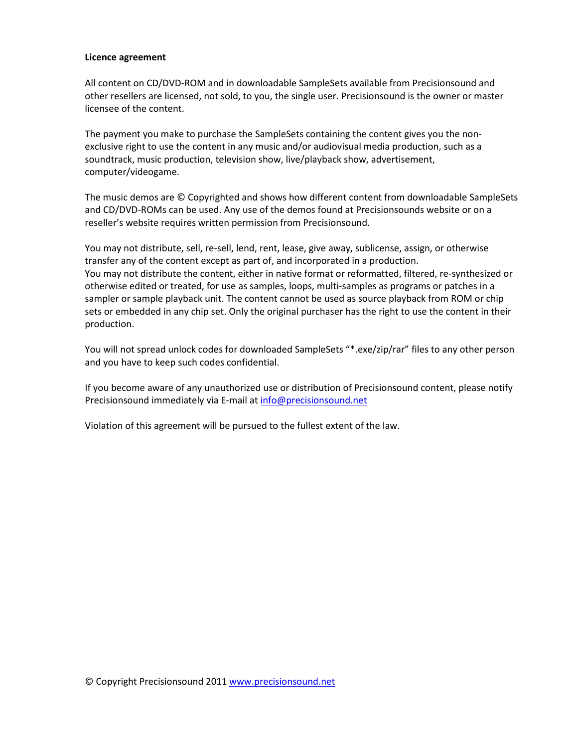**Licence agreement**

All content on CD/DVD-ROM and in downloadable SampleSets available from Precisionsound and other resellers are licensed, not sold, to you, the single user. Precisionsound is the owner or master licensee of the content.

The payment you make to purchase the SampleSets containing the content gives you the non-exclusive right to use the content in any music and/or audiovisual media production, such as a soundtrack, music production, television show, live/playback show, advertisement, computer/videogame.

The music demos are © Copyrighted and shows how different content from downloadable SampleSets and CD/DVD-ROMs can be used. Any use of the demos found at Precisionsounds website or on a reseller's website requires written permission from Precisionsound.

You may not distribute, sell, re-sell, lend, rent, lease, give away, sublicense, assign, or otherwise transfer any of the content except as part of, and incorporated in a production.
You may not distribute the content, either in native format or reformatted, filtered, re-synthesized or otherwise edited or treated, for use as samples, loops, multi-samples as programs or patches in a sampler or sample playback unit. The content cannot be used as source playback from ROM or chip sets or embedded in any chip set. Only the original purchaser has the right to use the content in their production.

You will not spread unlock codes for downloaded SampleSets "*.exe/zip/rar" files to any other person and you have to keep such codes confidential.

If you become aware of any unauthorized use or distribution of Precisionsound content, please notify Precisionsound immediately via E-mail at info@precisionsound.net

Violation of this agreement will be pursued to the fullest extent of the law.

© Copyright Precisionsound 2011 www.precisionsound.net